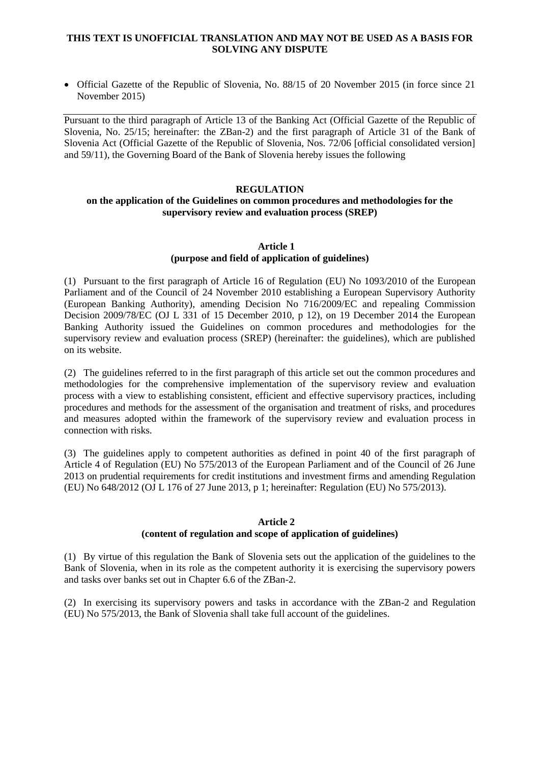**THIS TEXT IS UNOFFICIAL TRANSLATION AND MAY NOT BE USED AS A BASIS FOR SOLVING ANY DISPUTE**

- Official Gazette of the Republic of Slovenia, No. 88/15 of 20 November 2015 (in force since 21 November 2015)

---

Pursuant to the third paragraph of Article 13 of the Banking Act (Official Gazette of the Republic of Slovenia, No. 25/15; hereinafter: the ZBan-2) and the first paragraph of Article 31 of the Bank of Slovenia Act (Official Gazette of the Republic of Slovenia, Nos. 72/06 [official consolidated version] and 59/11), the Governing Board of the Bank of Slovenia hereby issues the following

# REGULATION
## on the application of the Guidelines on common procedures and methodologies for the supervisory review and evaluation process (SREP)

### Article 1
### (purpose and field of application of guidelines)

(1) Pursuant to the first paragraph of Article 16 of Regulation (EU) No 1093/2010 of the European Parliament and of the Council of 24 November 2010 establishing a European Supervisory Authority (European Banking Authority), amending Decision No 716/2009/EC and repealing Commission Decision 2009/78/EC (OJ L 331 of 15 December 2010, p 12), on 19 December 2014 the European Banking Authority issued the Guidelines on common procedures and methodologies for the supervisory review and evaluation process (SREP) (hereinafter: the guidelines), which are published on its website.

(2) The guidelines referred to in the first paragraph of this article set out the common procedures and methodologies for the comprehensive implementation of the supervisory review and evaluation process with a view to establishing consistent, efficient and effective supervisory practices, including procedures and methods for the assessment of the organisation and treatment of risks, and procedures and measures adopted within the framework of the supervisory review and evaluation process in connection with risks.

(3) The guidelines apply to competent authorities as defined in point 40 of the first paragraph of Article 4 of Regulation (EU) No 575/2013 of the European Parliament and of the Council of 26 June 2013 on prudential requirements for credit institutions and investment firms and amending Regulation (EU) No 648/2012 (OJ L 176 of 27 June 2013, p 1; hereinafter: Regulation (EU) No 575/2013).

### Article 2
### (content of regulation and scope of application of guidelines)

(1) By virtue of this regulation the Bank of Slovenia sets out the application of the guidelines to the Bank of Slovenia, when in its role as the competent authority it is exercising the supervisory powers and tasks over banks set out in Chapter 6.6 of the ZBan-2.

(2) In exercising its supervisory powers and tasks in accordance with the ZBan-2 and Regulation (EU) No 575/2013, the Bank of Slovenia shall take full account of the guidelines.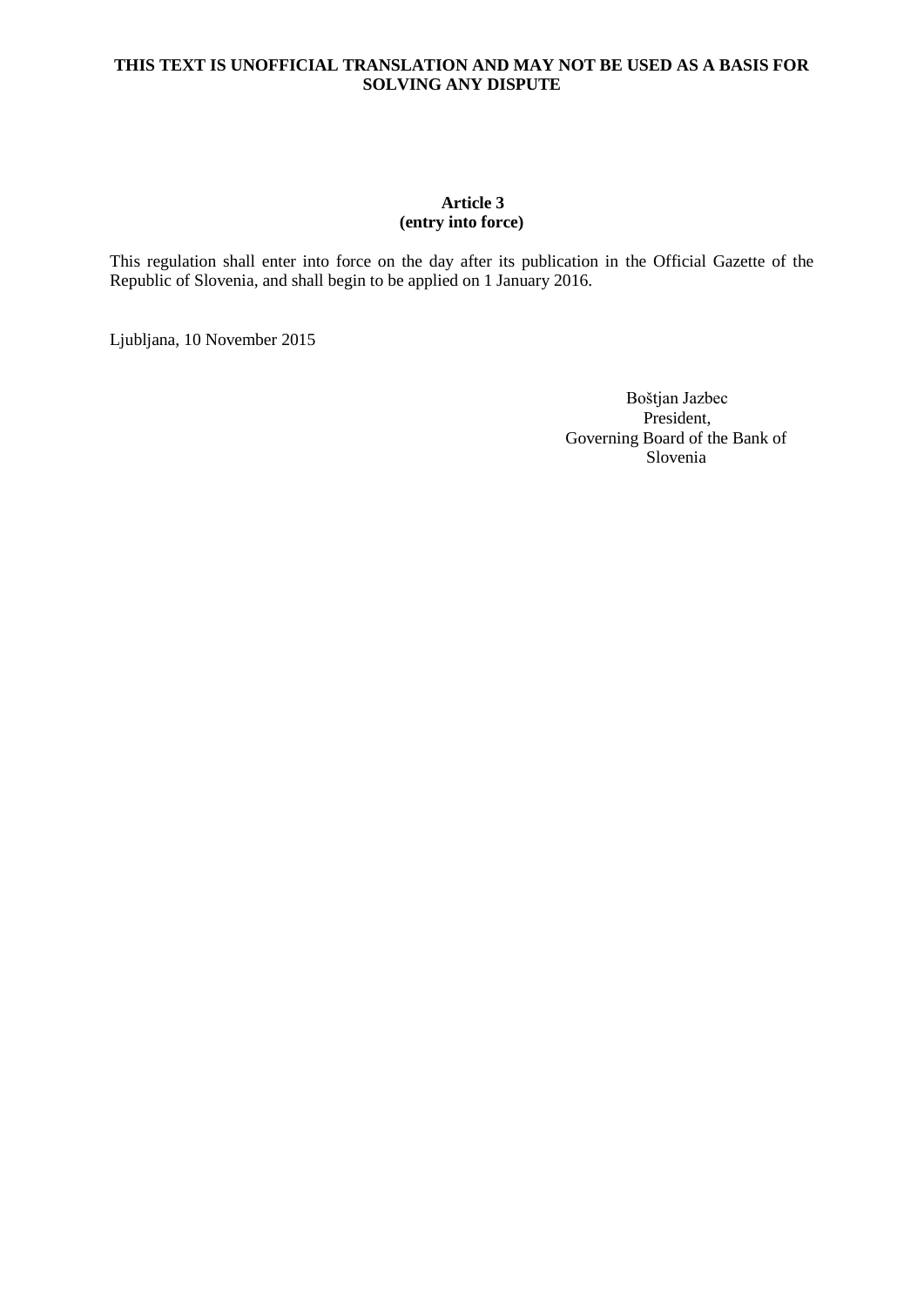**THIS TEXT IS UNOFFICIAL TRANSLATION AND MAY NOT BE USED AS A BASIS FOR SOLVING ANY DISPUTE**

**Article 3**
**(entry into force)**

This regulation shall enter into force on the day after its publication in the Official Gazette of the Republic of Slovenia, and shall begin to be applied on 1 January 2016.

Ljubljana, 10 November 2015

Boštjan Jazbec
President,
Governing Board of the Bank of Slovenia